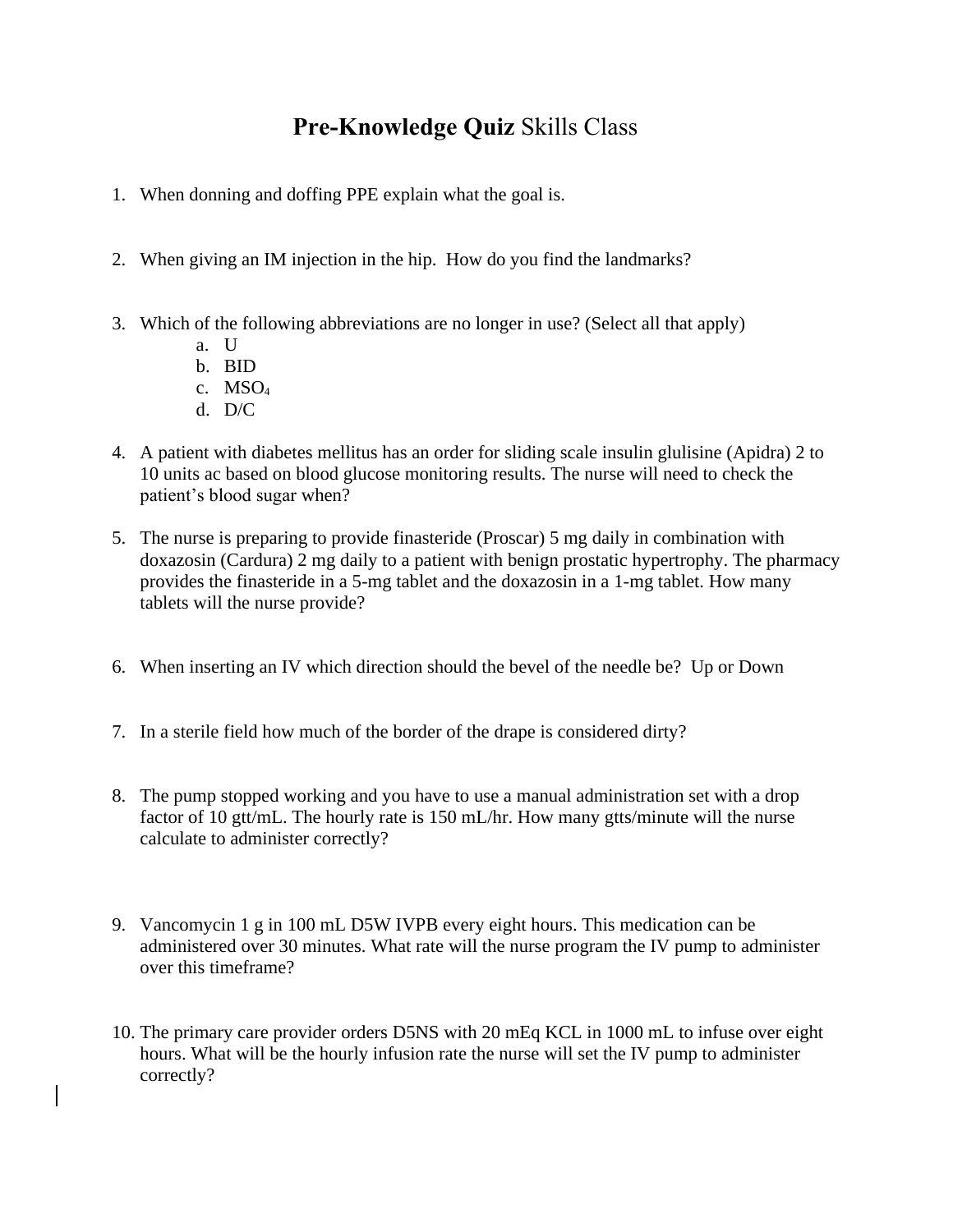# **Pre-Knowledge Quiz** Skills Class

1. When donning and doffing PPE explain what the goal is.

2. When giving an IM injection in the hip. How do you find the landmarks?

3. Which of the following abbreviations are no longer in use? (Select all that apply)
   a. U
   b. BID
   c. $MSO_4$
   d. D/C

4. A patient with diabetes mellitus has an order for sliding scale insulin glulisine (Apidra) 2 to 10 units ac based on blood glucose monitoring results. The nurse will need to check the patient's blood sugar when?

5. The nurse is preparing to provide finasteride (Proscar) 5 mg daily in combination with doxazosin (Cardura) 2 mg daily to a patient with benign prostatic hypertrophy. The pharmacy provides the finasteride in a 5-mg tablet and the doxazosin in a 1-mg tablet. How many tablets will the nurse provide?

6. When inserting an IV which direction should the bevel of the needle be? Up or Down

7. In a sterile field how much of the border of the drape is considered dirty?

8. The pump stopped working and you have to use a manual administration set with a drop factor of 10 gtt/mL. The hourly rate is 150 mL/hr. How many gtts/minute will the nurse calculate to administer correctly?

9. Vancomycin 1 g in 100 mL D5W IVPB every eight hours. This medication can be administered over 30 minutes. What rate will the nurse program the IV pump to administer over this timeframe?

10. The primary care provider orders D5NS with 20 mEq KCL in 1000 mL to infuse over eight hours. What will be the hourly infusion rate the nurse will set the IV pump to administer correctly?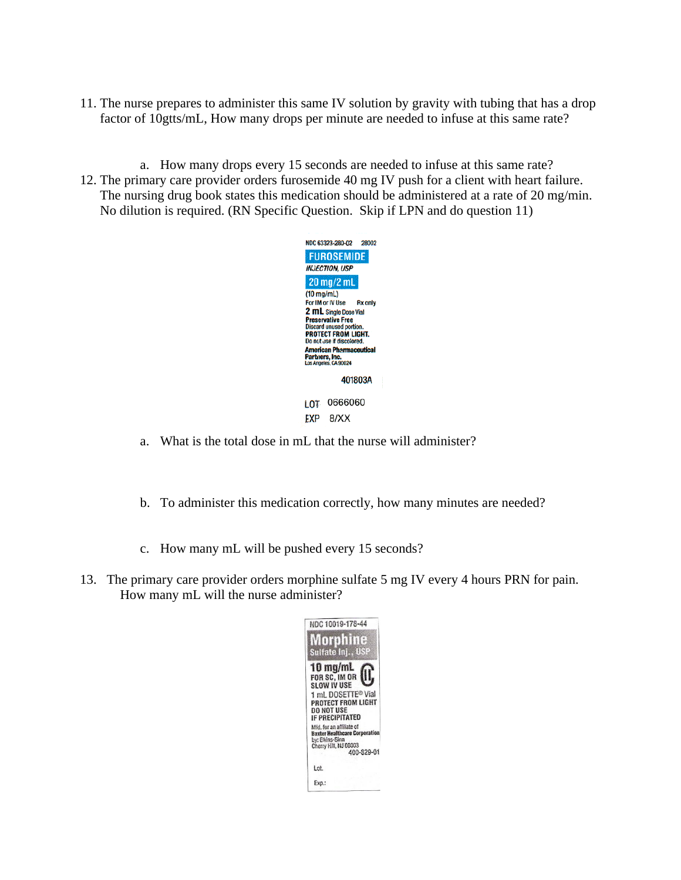11. The nurse prepares to administer this same IV solution by gravity with tubing that has a drop factor of 10gtts/mL, How many drops per minute are needed to infuse at this same rate?

    a. How many drops every 15 seconds are needed to infuse at this same rate?

12. The primary care provider orders furosemide 40 mg IV push for a client with heart failure. The nursing drug book states this medication should be administered at a rate of 20 mg/min. No dilution is required. (RN Specific Question. Skip if LPN and do question 11)

    NDC 63323-280-02 28002
    FUROSEMIDE
    INJECTION, USP
    20 mg/2 mL
    (10 mg/mL)
    For IM or IV Use Rx only
    2 mL Single Dose Vial
    Preservative Free
    Discard unused portion.
    PROTECT FROM LIGHT.
    Do not use if discolored.
    American Pharmaceutical Partners, Inc.
    Los Angeles, CA 90024
    401803A
    LOT 0666060
    EXP 8/XX

    a. What is the total dose in mL that the nurse will administer?

    b. To administer this medication correctly, how many minutes are needed?

    c. How many mL will be pushed every 15 seconds?

13. The primary care provider orders morphine sulfate 5 mg IV every 4 hours PRN for pain. How many mL will the nurse administer?

    NDC 10019-178-44
    Morphine
    Sulfate Inj., USP
    10 mg/mL
    FOR SC, IM OR SLOW IV USE
    1 mL DOSETTE® Vial
    PROTECT FROM LIGHT
    DO NOT USE IF PRECIPITATED
    Mfd. for an affiliate of Baxter Healthcare Corporation
    by: Elkins-Sinn
    Cherry Hill, NJ 08003
    400-829-01
    Lot.
    Exp.: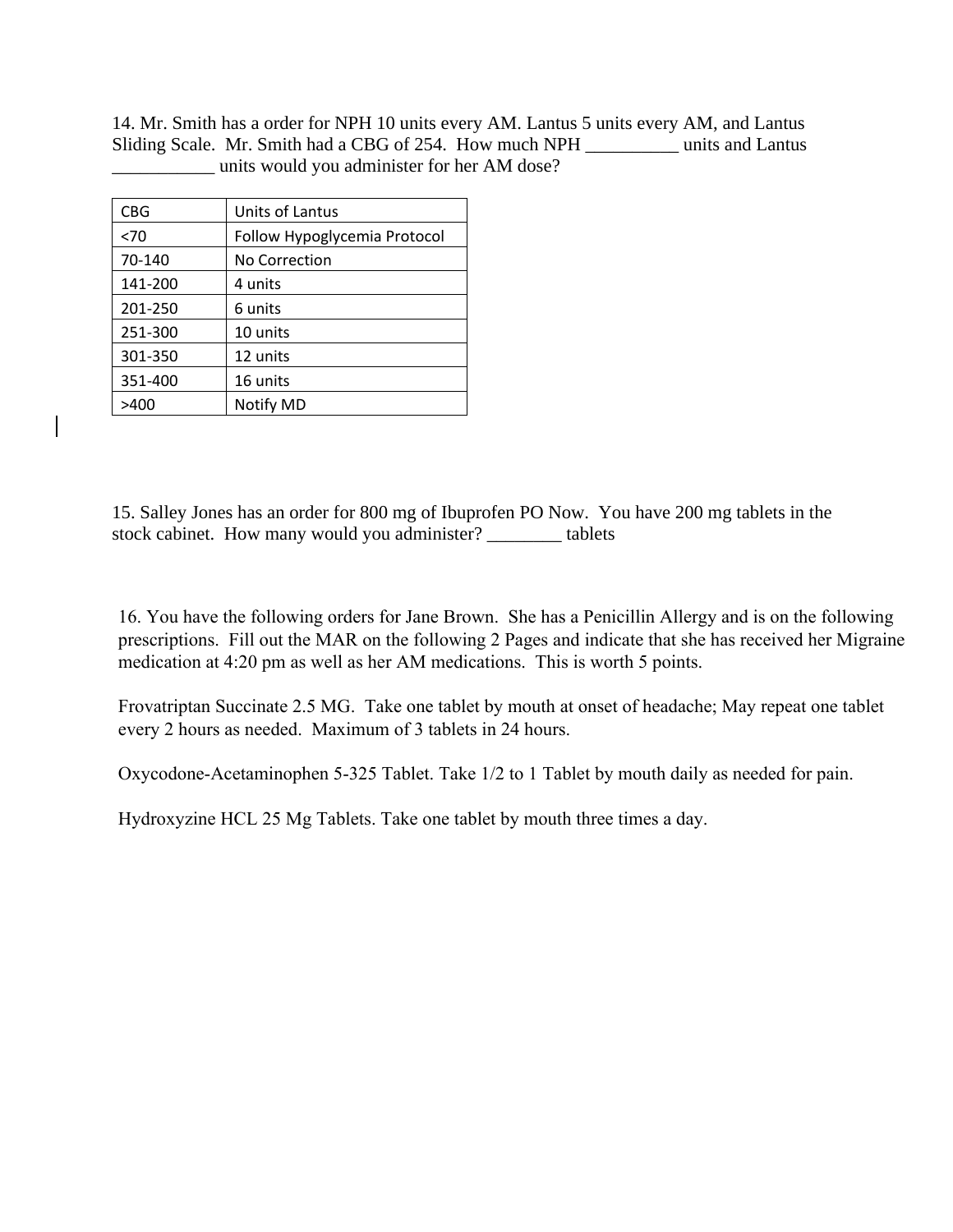14. Mr. Smith has a order for NPH 10 units every AM. Lantus 5 units every AM, and Lantus Sliding Scale. Mr. Smith had a CBG of 254. How much NPH __________ units and Lantus ___________ units would you administer for her AM dose?

| CBG | Units of Lantus |
|---|---|
| <70 | Follow Hypoglycemia Protocol |
| 70-140 | No Correction |
| 141-200 | 4 units |
| 201-250 | 6 units |
| 251-300 | 10 units |
| 301-350 | 12 units |
| 351-400 | 16 units |
| >400 | Notify MD |

15. Salley Jones has an order for 800 mg of Ibuprofen PO Now. You have 200 mg tablets in the stock cabinet. How many would you administer? ________ tablets

16. You have the following orders for Jane Brown. She has a Penicillin Allergy and is on the following prescriptions. Fill out the MAR on the following 2 Pages and indicate that she has received her Migraine medication at 4:20 pm as well as her AM medications. This is worth 5 points.

Frovatriptan Succinate 2.5 MG. Take one tablet by mouth at onset of headache; May repeat one tablet every 2 hours as needed. Maximum of 3 tablets in 24 hours.

Oxycodone-Acetaminophen 5-325 Tablet. Take 1/2 to 1 Tablet by mouth daily as needed for pain.

Hydroxyzine HCL 25 Mg Tablets. Take one tablet by mouth three times a day.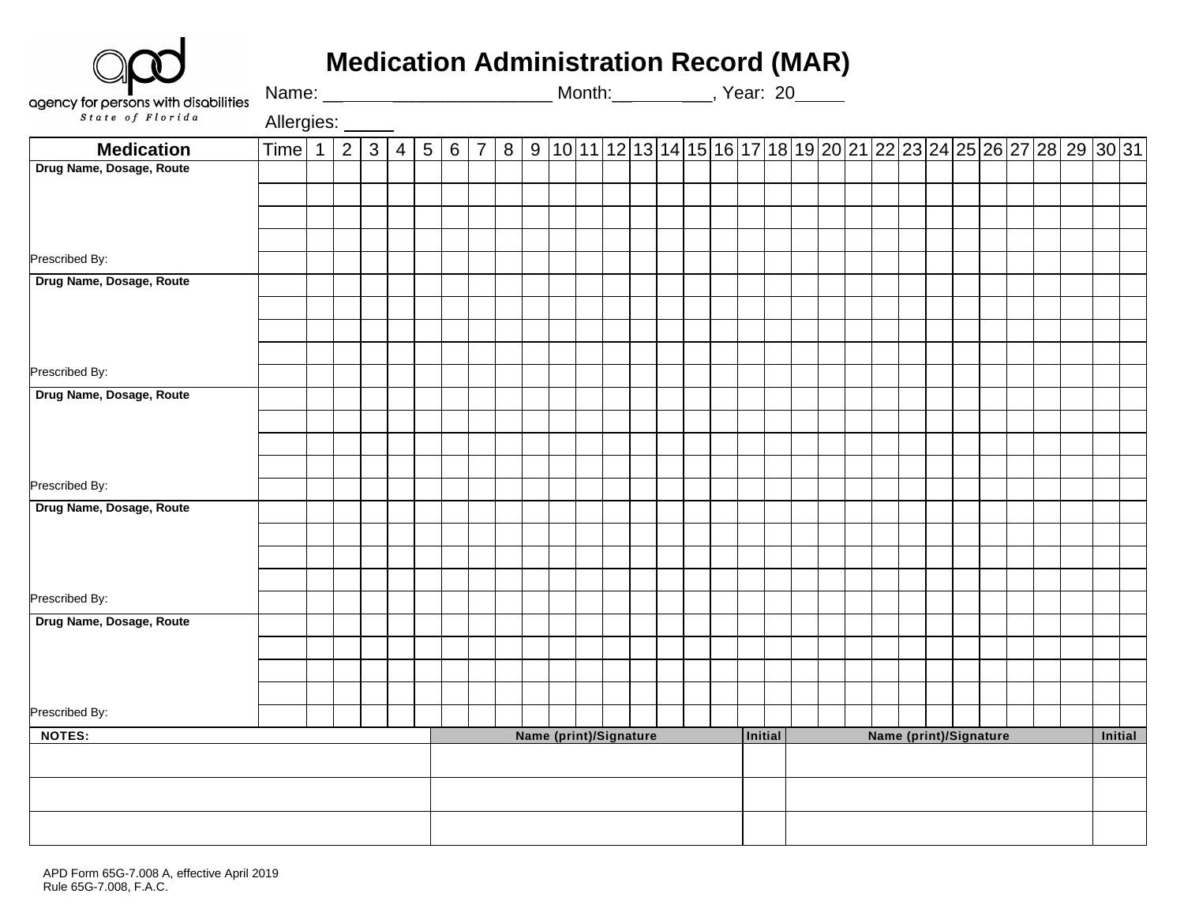agency for persons with disabilities
*State of Florida*

# Medication Administration Record (MAR)

Name: ______________________ Month:__________, Year: 20_____

Allergies: _____

| Medication | Time | 1 | 2 | 3 | 4 | 5 | 6 | 7 | 8 | 9 | 10 | 11 | 12 | 13 | 14 | 15 | 16 | 17 | 18 | 19 | 20 | 21 | 22 | 23 | 24 | 25 | 26 | 27 | 28 | 29 | 30 | 31 |
|---|---|---|---|---|---|---|---|---|---|---|---|---|---|---|---|---|---|---|---|---|---|---|---|---|---|---|---|---|---|---|---|---|
| **Drug Name, Dosage, Route** | | | | | | | | | | | | | | | | | | | | | | | | | | | | | | | | |
| | | | | | | | | | | | | | | | | | | | | | | | | | | | | | | | | |
| | | | | | | | | | | | | | | | | | | | | | | | | | | | | | | | | |
| | | | | | | | | | | | | | | | | | | | | | | | | | | | | | | | | |
| Prescribed By: | | | | | | | | | | | | | | | | | | | | | | | | | | | | | | | | |
| **Drug Name, Dosage, Route** | | | | | | | | | | | | | | | | | | | | | | | | | | | | | | | | |
| | | | | | | | | | | | | | | | | | | | | | | | | | | | | | | | | |
| | | | | | | | | | | | | | | | | | | | | | | | | | | | | | | | | |
| | | | | | | | | | | | | | | | | | | | | | | | | | | | | | | | | |
| Prescribed By: | | | | | | | | | | | | | | | | | | | | | | | | | | | | | | | | |
| **Drug Name, Dosage, Route** | | | | | | | | | | | | | | | | | | | | | | | | | | | | | | | | |
| | | | | | | | | | | | | | | | | | | | | | | | | | | | | | | | | |
| | | | | | | | | | | | | | | | | | | | | | | | | | | | | | | | | |
| | | | | | | | | | | | | | | | | | | | | | | | | | | | | | | | | |
| Prescribed By: | | | | | | | | | | | | | | | | | | | | | | | | | | | | | | | | |
| **Drug Name, Dosage, Route** | | | | | | | | | | | | | | | | | | | | | | | | | | | | | | | | |
| | | | | | | | | | | | | | | | | | | | | | | | | | | | | | | | | |
| | | | | | | | | | | | | | | | | | | | | | | | | | | | | | | | | |
| | | | | | | | | | | | | | | | | | | | | | | | | | | | | | | | | |
| Prescribed By: | | | | | | | | | | | | | | | | | | | | | | | | | | | | | | | | |
| **Drug Name, Dosage, Route** | | | | | | | | | | | | | | | | | | | | | | | | | | | | | | | | |
| | | | | | | | | | | | | | | | | | | | | | | | | | | | | | | | | |
| | | | | | | | | | | | | | | | | | | | | | | | | | | | | | | | | |
| | | | | | | | | | | | | | | | | | | | | | | | | | | | | | | | | |
| Prescribed By: | | | | | | | | | | | | | | | | | | | | | | | | | | | | | | | | |

| NOTES: | Name (print)/Signature | Initial | Name (print)/Signature | Initial |
|---|---|---|---|---|
| | | | | |
| | | | | |
| | | | | |

APD Form 65G-7.008 A, effective April 2019
Rule 65G-7.008, F.A.C.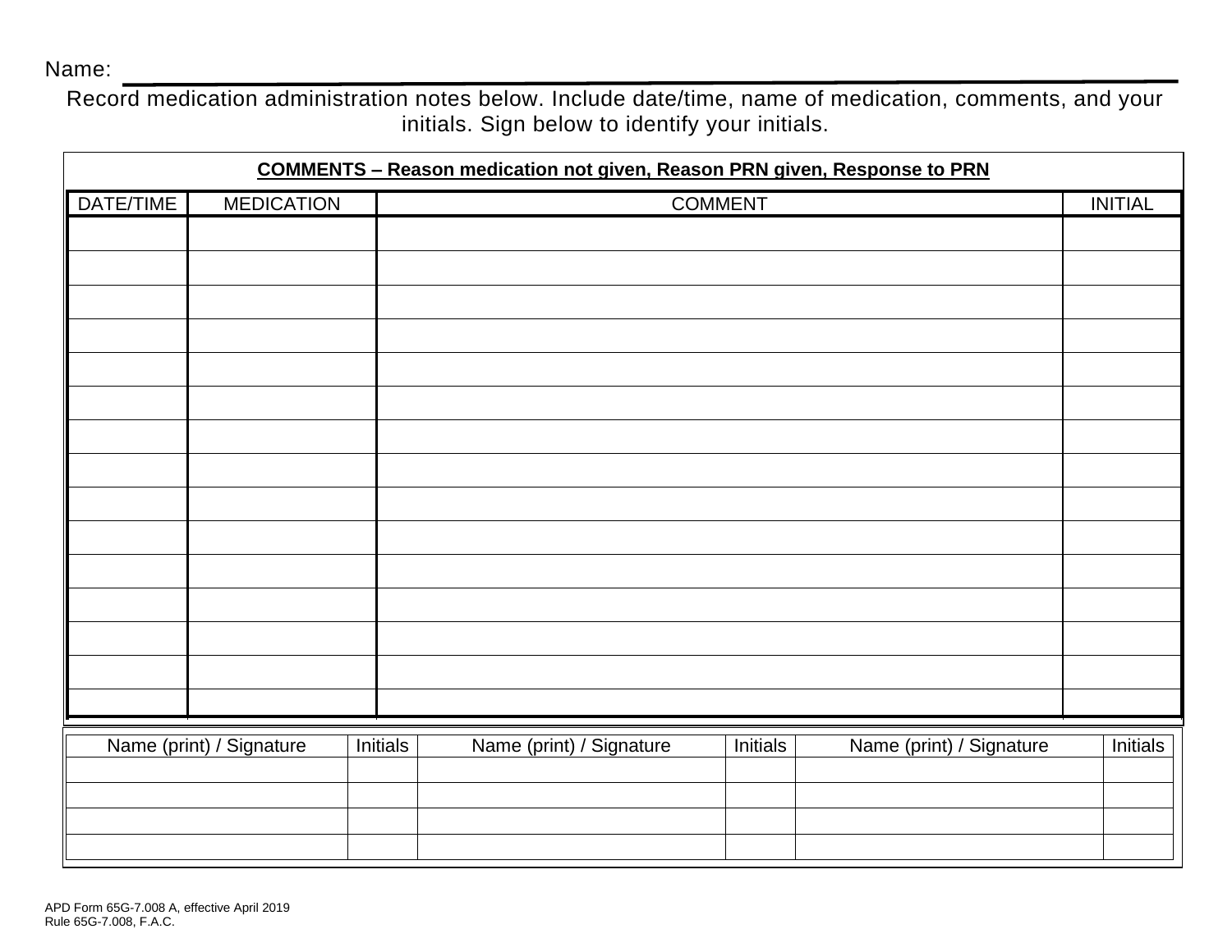Name: ____________________

Record medication administration notes below. Include date/time, name of medication, comments, and your initials. Sign below to identify your initials.

| **COMMENTS – Reason medication not given, Reason PRN given, Response to PRN** | | | |
|---|---|---|---|
| DATE/TIME | MEDICATION | COMMENT | INITIAL |
| | | | |
| | | | |
| | | | |
| | | | |
| | | | |
| | | | |
| | | | |
| | | | |
| | | | |
| | | | |
| | | | |
| | | | |
| | | | |
| | | | |
| | | | |

| Name (print) / Signature | Initials | Name (print) / Signature | Initials | Name (print) / Signature | Initials |
|---|---|---|---|---|---|
| | | | | | |
| | | | | | |
| | | | | | |
| | | | | | |

APD Form 65G-7.008 A, effective April 2019
Rule 65G-7.008, F.A.C.